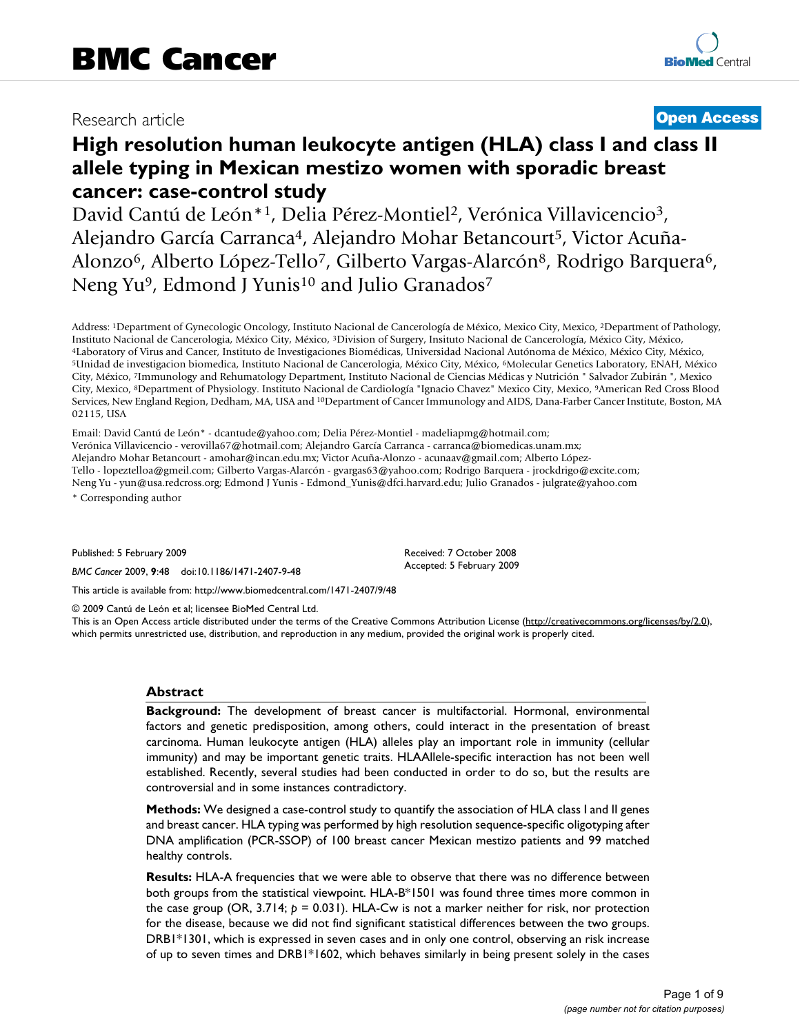Research article

**Open Access**

# High resolution human leukocyte antigen (HLA) class I and class II allele typing in Mexican mestizo women with sporadic breast cancer: case-control study

David Cantú de León*[1], Delia Pérez-Montiel[2], Verónica Villavicencio[3], Alejandro García Carranca[4], Alejandro Mohar Betancourt[5], Victor Acuña-Alonzo[6], Alberto López-Tello[7], Gilberto Vargas-Alarcón[8], Rodrigo Barquera[6], Neng Yu[9], Edmond J Yunis[10] and Julio Granados[7]

Address: [1]Department of Gynecologic Oncology, Instituto Nacional de Cancerología de México, Mexico City, Mexico, [2]Department of Pathology, Instituto Nacional de Cancerologia, México City, México, [3]Division of Surgery, Insituto Nacional de Cancerología, México City, México, [4]Laboratory of Virus and Cancer, Instituto de Investigaciones Biomédicas, Universidad Nacional Autónoma de México, México City, México, [5]Unidad de investigacion biomedica, Instituto Nacional de Cancerologia, México City, México, [6]Molecular Genetics Laboratory, ENAH, México City, México, [7]Immunology and Rehumatology Department, Instituto Nacional de Ciencias Médicas y Nutrición " Salvador Zubirán ", Mexico City, Mexico, [8]Department of Physiology. Instituto Nacional de Cardiología "Ignacio Chavez" Mexico City, Mexico, [9]American Red Cross Blood Services, New England Region, Dedham, MA, USA and [10]Department of Cancer Immunology and AIDS, Dana-Farber Cancer Institute, Boston, MA 02115, USA

Email: David Cantú de León* - dcantude@yahoo.com; Delia Pérez-Montiel - madeliapmg@hotmail.com; Verónica Villavicencio - verovilla67@hotmail.com; Alejandro García Carranca - carranca@biomedicas.unam.mx; Alejandro Mohar Betancourt - amohar@incan.edu.mx; Victor Acuña-Alonzo - acunaav@gmail.com; Alberto López-Tello - lopeztelloa@gmeil.com; Gilberto Vargas-Alarcón - gvargas63@yahoo.com; Rodrigo Barquera - jrockdrigo@excite.com; Neng Yu - yun@usa.redcross.org; Edmond J Yunis - Edmond_Yunis@dfci.harvard.edu; Julio Granados - julgrate@yahoo.com

\* Corresponding author

Published: 5 February 2009

*BMC Cancer* 2009, **9**:48 doi:10.1186/1471-2407-9-48

Received: 7 October 2008
Accepted: 5 February 2009

This article is available from: http://www.biomedcentral.com/1471-2407/9/48

© 2009 Cantú de León et al; licensee BioMed Central Ltd.
This is an Open Access article distributed under the terms of the Creative Commons Attribution License (http://creativecommons.org/licenses/by/2.0), which permits unrestricted use, distribution, and reproduction in any medium, provided the original work is properly cited.

## Abstract

**Background:** The development of breast cancer is multifactorial. Hormonal, environmental factors and genetic predisposition, among others, could interact in the presentation of breast carcinoma. Human leukocyte antigen (HLA) alleles play an important role in immunity (cellular immunity) and may be important genetic traits. HLAAllele-specific interaction has not been well established. Recently, several studies had been conducted in order to do so, but the results are controversial and in some instances contradictory.

**Methods:** We designed a case-control study to quantify the association of HLA class I and II genes and breast cancer. HLA typing was performed by high resolution sequence-specific oligotyping after DNA amplification (PCR-SSOP) of 100 breast cancer Mexican mestizo patients and 99 matched healthy controls.

**Results:** HLA-A frequencies that we were able to observe that there was no difference between both groups from the statistical viewpoint. HLA-B*1501 was found three times more common in the case group (OR, 3.714; $p = 0.031$). HLA-Cw is not a marker neither for risk, nor protection for the disease, because we did not find significant statistical differences between the two groups. DRB1*1301, which is expressed in seven cases and in only one control, observing an risk increase of up to seven times and DRB1*1602, which behaves similarly in being present solely in the cases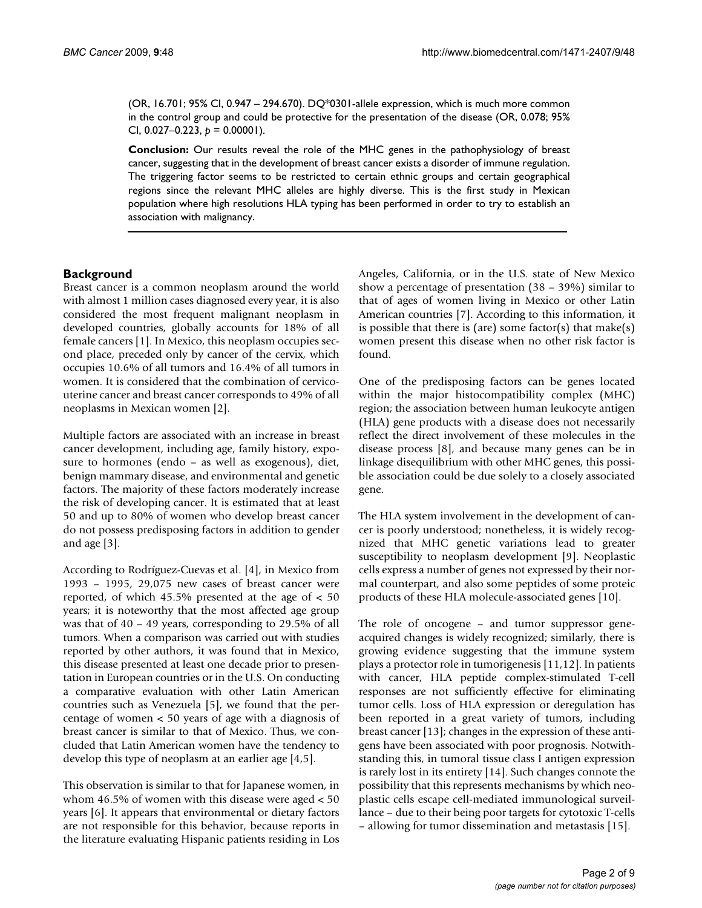(OR, 16.701; 95% CI, 0.947 – 294.670). DQ*0301-allele expression, which is much more common in the control group and could be protective for the presentation of the disease (OR, 0.078; 95% CI, 0.027–0.223, $p = 0.00001$).

**Conclusion:** Our results reveal the role of the MHC genes in the pathophysiology of breast cancer, suggesting that in the development of breast cancer exists a disorder of immune regulation. The triggering factor seems to be restricted to certain ethnic groups and certain geographical regions since the relevant MHC alleles are highly diverse. This is the first study in Mexican population where high resolutions HLA typing has been performed in order to try to establish an association with malignancy.

## Background

Breast cancer is a common neoplasm around the world with almost 1 million cases diagnosed every year, it is also considered the most frequent malignant neoplasm in developed countries, globally accounts for 18% of all female cancers [1]. In Mexico, this neoplasm occupies second place, preceded only by cancer of the cervix, which occupies 10.6% of all tumors and 16.4% of all tumors in women. It is considered that the combination of cervicouterine cancer and breast cancer corresponds to 49% of all neoplasms in Mexican women [2].

Multiple factors are associated with an increase in breast cancer development, including age, family history, exposure to hormones (endo – as well as exogenous), diet, benign mammary disease, and environmental and genetic factors. The majority of these factors moderately increase the risk of developing cancer. It is estimated that at least 50 and up to 80% of women who develop breast cancer do not possess predisposing factors in addition to gender and age [3].

According to Rodríguez-Cuevas et al. [4], in Mexico from 1993 – 1995, 29,075 new cases of breast cancer were reported, of which 45.5% presented at the age of < 50 years; it is noteworthy that the most affected age group was that of 40 – 49 years, corresponding to 29.5% of all tumors. When a comparison was carried out with studies reported by other authors, it was found that in Mexico, this disease presented at least one decade prior to presentation in European countries or in the U.S. On conducting a comparative evaluation with other Latin American countries such as Venezuela [5], we found that the percentage of women < 50 years of age with a diagnosis of breast cancer is similar to that of Mexico. Thus, we concluded that Latin American women have the tendency to develop this type of neoplasm at an earlier age [4,5].

This observation is similar to that for Japanese women, in whom 46.5% of women with this disease were aged < 50 years [6]. It appears that environmental or dietary factors are not responsible for this behavior, because reports in the literature evaluating Hispanic patients residing in Los Angeles, California, or in the U.S. state of New Mexico show a percentage of presentation (38 – 39%) similar to that of ages of women living in Mexico or other Latin American countries [7]. According to this information, it is possible that there is (are) some factor(s) that make(s) women present this disease when no other risk factor is found.

One of the predisposing factors can be genes located within the major histocompatibility complex (MHC) region; the association between human leukocyte antigen (HLA) gene products with a disease does not necessarily reflect the direct involvement of these molecules in the disease process [8], and because many genes can be in linkage disequilibrium with other MHC genes, this possible association could be due solely to a closely associated gene.

The HLA system involvement in the development of cancer is poorly understood; nonetheless, it is widely recognized that MHC genetic variations lead to greater susceptibility to neoplasm development [9]. Neoplastic cells express a number of genes not expressed by their normal counterpart, and also some peptides of some proteic products of these HLA molecule-associated genes [10].

The role of oncogene – and tumor suppressor gene-acquired changes is widely recognized; similarly, there is growing evidence suggesting that the immune system plays a protector role in tumorigenesis [11,12]. In patients with cancer, HLA peptide complex-stimulated T-cell responses are not sufficiently effective for eliminating tumor cells. Loss of HLA expression or deregulation has been reported in a great variety of tumors, including breast cancer [13]; changes in the expression of these antigens have been associated with poor prognosis. Notwithstanding this, in tumoral tissue class I antigen expression is rarely lost in its entirety [14]. Such changes connote the possibility that this represents mechanisms by which neoplastic cells escape cell-mediated immunological surveillance – due to their being poor targets for cytotoxic T-cells – allowing for tumor dissemination and metastasis [15].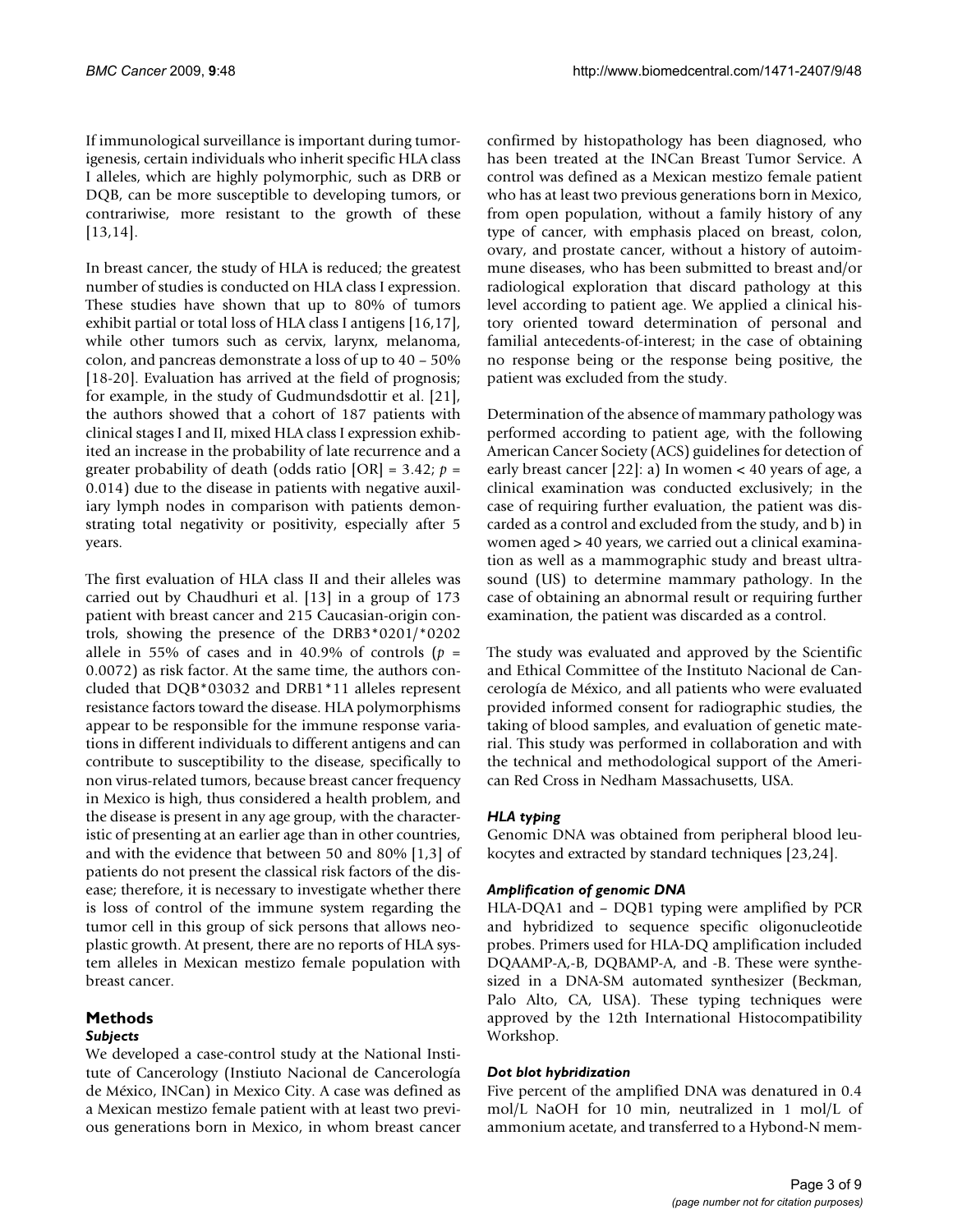If immunological surveillance is important during tumorigenesis, certain individuals who inherit specific HLA class I alleles, which are highly polymorphic, such as DRB or DQB, can be more susceptible to developing tumors, or contrariwise, more resistant to the growth of these [13,14].

In breast cancer, the study of HLA is reduced; the greatest number of studies is conducted on HLA class I expression. These studies have shown that up to 80% of tumors exhibit partial or total loss of HLA class I antigens [16,17], while other tumors such as cervix, larynx, melanoma, colon, and pancreas demonstrate a loss of up to 40 – 50% [18-20]. Evaluation has arrived at the field of prognosis; for example, in the study of Gudmundsdottir et al. [21], the authors showed that a cohort of 187 patients with clinical stages I and II, mixed HLA class I expression exhibited an increase in the probability of late recurrence and a greater probability of death (odds ratio [OR] = 3.42; $p$ = 0.014) due to the disease in patients with negative auxiliary lymph nodes in comparison with patients demonstrating total negativity or positivity, especially after 5 years.

The first evaluation of HLA class II and their alleles was carried out by Chaudhuri et al. [13] in a group of 173 patient with breast cancer and 215 Caucasian-origin controls, showing the presence of the DRB3*0201/*0202 allele in 55% of cases and in 40.9% of controls ($p$ = 0.0072) as risk factor. At the same time, the authors concluded that DQB*03032 and DRB1*11 alleles represent resistance factors toward the disease. HLA polymorphisms appear to be responsible for the immune response variations in different individuals to different antigens and can contribute to susceptibility to the disease, specifically to non virus-related tumors, because breast cancer frequency in Mexico is high, thus considered a health problem, and the disease is present in any age group, with the characteristic of presenting at an earlier age than in other countries, and with the evidence that between 50 and 80% [1,3] of patients do not present the classical risk factors of the disease; therefore, it is necessary to investigate whether there is loss of control of the immune system regarding the tumor cell in this group of sick persons that allows neoplastic growth. At present, there are no reports of HLA system alleles in Mexican mestizo female population with breast cancer.

## Methods

### *Subjects*

We developed a case-control study at the National Institute of Cancerology (Instiuto Nacional de Cancerología de México, INCan) in Mexico City. A case was defined as a Mexican mestizo female patient with at least two previous generations born in Mexico, in whom breast cancer confirmed by histopathology has been diagnosed, who has been treated at the INCan Breast Tumor Service. A control was defined as a Mexican mestizo female patient who has at least two previous generations born in Mexico, from open population, without a family history of any type of cancer, with emphasis placed on breast, colon, ovary, and prostate cancer, without a history of autoimmune diseases, who has been submitted to breast and/or radiological exploration that discard pathology at this level according to patient age. We applied a clinical history oriented toward determination of personal and familial antecedents-of-interest; in the case of obtaining no response being or the response being positive, the patient was excluded from the study.

Determination of the absence of mammary pathology was performed according to patient age, with the following American Cancer Society (ACS) guidelines for detection of early breast cancer [22]: a) In women < 40 years of age, a clinical examination was conducted exclusively; in the case of requiring further evaluation, the patient was discarded as a control and excluded from the study, and b) in women aged > 40 years, we carried out a clinical examination as well as a mammographic study and breast ultrasound (US) to determine mammary pathology. In the case of obtaining an abnormal result or requiring further examination, the patient was discarded as a control.

The study was evaluated and approved by the Scientific and Ethical Committee of the Instituto Nacional de Cancerología de México, and all patients who were evaluated provided informed consent for radiographic studies, the taking of blood samples, and evaluation of genetic material. This study was performed in collaboration and with the technical and methodological support of the American Red Cross in Nedham Massachusetts, USA.

### *HLA typing*

Genomic DNA was obtained from peripheral blood leukocytes and extracted by standard techniques [23,24].

### *Amplification of genomic DNA*

HLA-DQA1 and – DQB1 typing were amplified by PCR and hybridized to sequence specific oligonucleotide probes. Primers used for HLA-DQ amplification included DQAAMP-A,-B, DQBAMP-A, and -B. These were synthesized in a DNA-SM automated synthesizer (Beckman, Palo Alto, CA, USA). These typing techniques were approved by the 12th International Histocompatibility Workshop.

### *Dot blot hybridization*

Five percent of the amplified DNA was denatured in 0.4 mol/L NaOH for 10 min, neutralized in 1 mol/L of ammonium acetate, and transferred to a Hybond-N mem-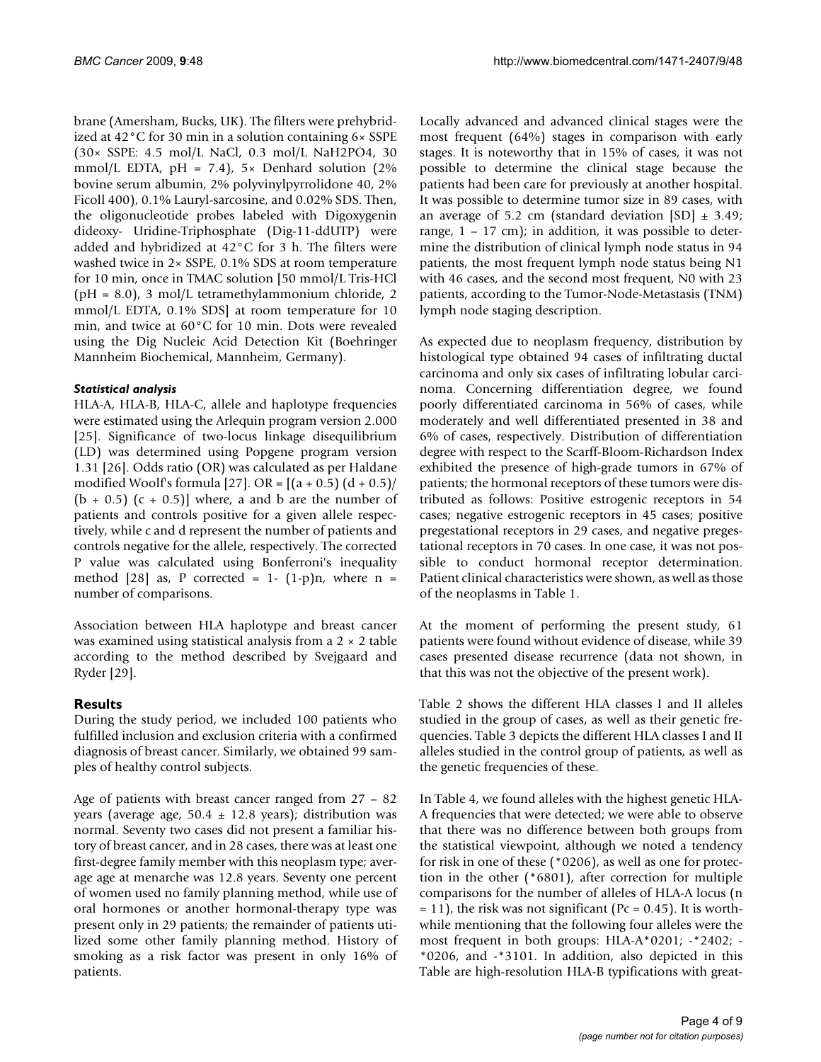brane (Amersham, Bucks, UK). The filters were prehybridized at 42°C for 30 min in a solution containing 6× SSPE (30× SSPE: 4.5 mol/L NaCl, 0.3 mol/L $NaH_2PO_4$, 30 mmol/L EDTA, pH = 7.4), 5× Denhard solution (2% bovine serum albumin, 2% polyvinylpyrrolidone 40, 2% Ficoll 400), 0.1% Lauryl-sarcosine, and 0.02% SDS. Then, the oligonucleotide probes labeled with Digoxygenin dideoxy- Uridine-Triphosphate (Dig-11-ddUTP) were added and hybridized at 42°C for 3 h. The filters were washed twice in 2× SSPE, 0.1% SDS at room temperature for 10 min, once in TMAC solution [50 mmol/L Tris-HCl (pH = 8.0), 3 mol/L tetramethylammonium chloride, 2 mmol/L EDTA, 0.1% SDS] at room temperature for 10 min, and twice at 60°C for 10 min. Dots were revealed using the Dig Nucleic Acid Detection Kit (Boehringer Mannheim Biochemical, Mannheim, Germany).

### *Statistical analysis*

HLA-A, HLA-B, HLA-C, allele and haplotype frequencies were estimated using the Arlequin program version 2.000 [25]. Significance of two-locus linkage disequilibrium (LD) was determined using Popgene program version 1.31 [26]. Odds ratio (OR) was calculated as per Haldane modified Woolf's formula [27]. $OR = [(a + 0.5)(d + 0.5)/(b + 0.5)(c + 0.5)]$ where, a and b are the number of patients and controls positive for a given allele respectively, while c and d represent the number of patients and controls negative for the allele, respectively. The corrected P value was calculated using Bonferroni's inequality method [28] as, $P\ corrected = 1 - (1-p)n$, where n = number of comparisons.

Association between HLA haplotype and breast cancer was examined using statistical analysis from a 2 × 2 table according to the method described by Svejgaard and Ryder [29].

## Results

During the study period, we included 100 patients who fulfilled inclusion and exclusion criteria with a confirmed diagnosis of breast cancer. Similarly, we obtained 99 samples of healthy control subjects.

Age of patients with breast cancer ranged from 27 – 82 years (average age, 50.4 ± 12.8 years); distribution was normal. Seventy two cases did not present a familiar history of breast cancer, and in 28 cases, there was at least one first-degree family member with this neoplasm type; average age at menarche was 12.8 years. Seventy one percent of women used no family planning method, while use of oral hormones or another hormonal-therapy type was present only in 29 patients; the remainder of patients utilized some other family planning method. History of smoking as a risk factor was present in only 16% of patients.

Locally advanced and advanced clinical stages were the most frequent (64%) stages in comparison with early stages. It is noteworthy that in 15% of cases, it was not possible to determine the clinical stage because the patients had been care for previously at another hospital. It was possible to determine tumor size in 89 cases, with an average of 5.2 cm (standard deviation [SD] ± 3.49; range, 1 – 17 cm); in addition, it was possible to determine the distribution of clinical lymph node status in 94 patients, the most frequent lymph node status being N1 with 46 cases, and the second most frequent, N0 with 23 patients, according to the Tumor-Node-Metastasis (TNM) lymph node staging description.

As expected due to neoplasm frequency, distribution by histological type obtained 94 cases of infiltrating ductal carcinoma and only six cases of infiltrating lobular carcinoma. Concerning differentiation degree, we found poorly differentiated carcinoma in 56% of cases, while moderately and well differentiated presented in 38 and 6% of cases, respectively. Distribution of differentiation degree with respect to the Scarff-Bloom-Richardson Index exhibited the presence of high-grade tumors in 67% of patients; the hormonal receptors of these tumors were distributed as follows: Positive estrogenic receptors in 54 cases; negative estrogenic receptors in 45 cases; positive pregestational receptors in 29 cases, and negative pregestational receptors in 70 cases. In one case, it was not possible to conduct hormonal receptor determination. Patient clinical characteristics were shown, as well as those of the neoplasms in Table 1.

At the moment of performing the present study, 61 patients were found without evidence of disease, while 39 cases presented disease recurrence (data not shown, in that this was not the objective of the present work).

Table 2 shows the different HLA classes I and II alleles studied in the group of cases, as well as their genetic frequencies. Table 3 depicts the different HLA classes I and II alleles studied in the control group of patients, as well as the genetic frequencies of these.

In Table 4, we found alleles with the highest genetic HLA-A frequencies that were detected; we were able to observe that there was no difference between both groups from the statistical viewpoint, although we noted a tendency for risk in one of these (*0206), as well as one for protection in the other (*6801), after correction for multiple comparisons for the number of alleles of HLA-A locus (n = 11), the risk was not significant (Pc = 0.45). It is worthwhile mentioning that the following four alleles were the most frequent in both groups: HLA-A*0201; -*2402; -*0206, and -*3101. In addition, also depicted in this Table are high-resolution HLA-B typifications with great-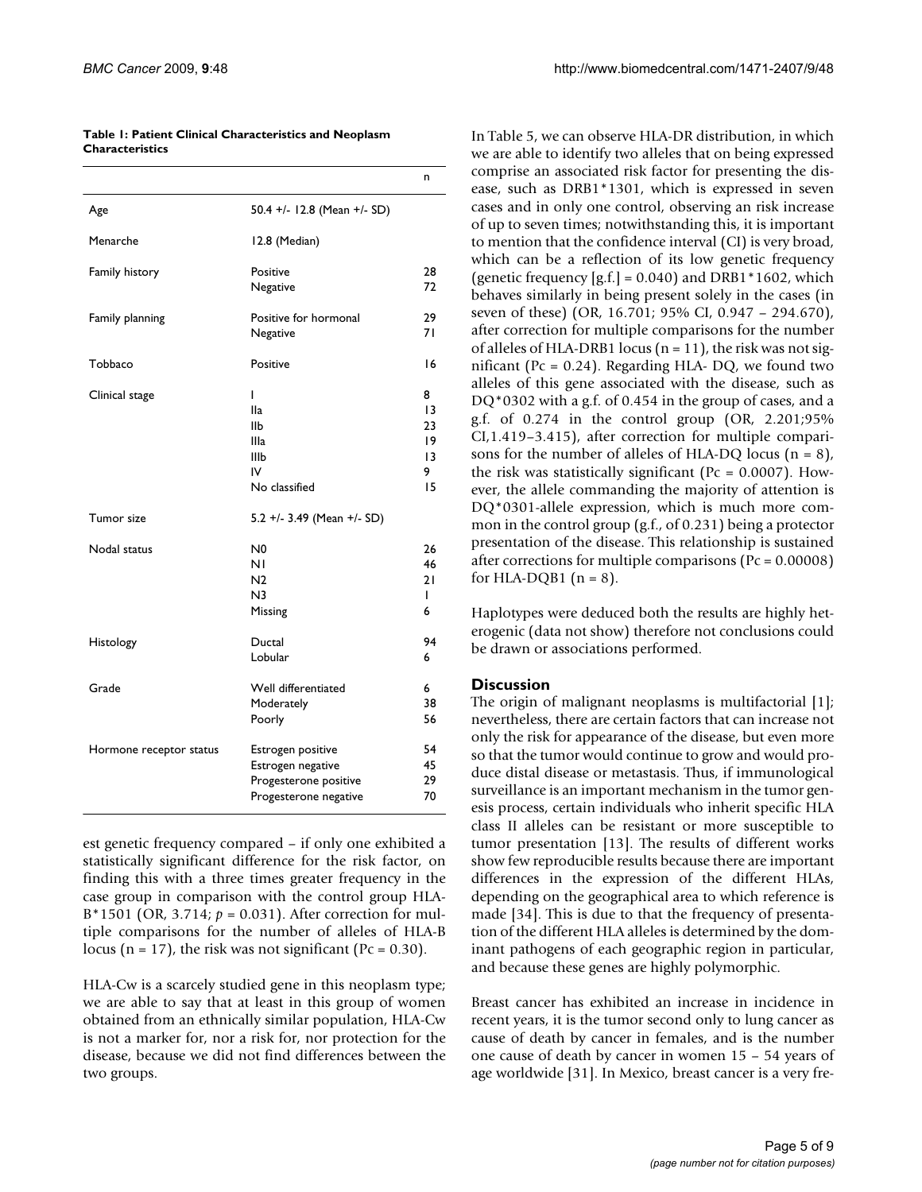**Table 1: Patient Clinical Characteristics and Neoplasm Characteristics**

| | | n |
|---|---|---|
| Age | 50.4 +/- 12.8 (Mean +/- SD) | |
| Menarche | 12.8 (Median) | |
| Family history | Positive | 28 |
| | Negative | 72 |
| Family planning | Positive for hormonal | 29 |
| | Negative | 71 |
| Tobbaco | Positive | 16 |
| Clinical stage | I | 8 |
| | IIa | 13 |
| | IIb | 23 |
| | IIIa | 19 |
| | IIIb | 13 |
| | IV | 9 |
| | No classified | 15 |
| Tumor size | 5.2 +/- 3.49 (Mean +/- SD) | |
| Nodal status | N0 | 26 |
| | N1 | 46 |
| | N2 | 21 |
| | N3 | 1 |
| | Missing | 6 |
| Histology | Ductal | 94 |
| | Lobular | 6 |
| Grade | Well differentiated | 6 |
| | Moderately | 38 |
| | Poorly | 56 |
| Hormone receptor status | Estrogen positive | 54 |
| | Estrogen negative | 45 |
| | Progesterone positive | 29 |
| | Progesterone negative | 70 |

est genetic frequency compared – if only one exhibited a statistically significant difference for the risk factor, on finding this with a three times greater frequency in the case group in comparison with the control group HLA-B*1501 (OR, 3.714; $p = 0.031$). After correction for multiple comparisons for the number of alleles of HLA-B locus (n = 17), the risk was not significant (Pc = 0.30).

HLA-Cw is a scarcely studied gene in this neoplasm type; we are able to say that at least in this group of women obtained from an ethnically similar population, HLA-Cw is not a marker for, nor a risk for, nor protection for the disease, because we did not find differences between the two groups.

In Table 5, we can observe HLA-DR distribution, in which we are able to identify two alleles that on being expressed comprise an associated risk factor for presenting the disease, such as DRB1*1301, which is expressed in seven cases and in only one control, observing an risk increase of up to seven times; notwithstanding this, it is important to mention that the confidence interval (CI) is very broad, which can be a reflection of its low genetic frequency (genetic frequency [g.f.] = 0.040) and DRB1*1602, which behaves similarly in being present solely in the cases (in seven of these) (OR, 16.701; 95% CI, 0.947 – 294.670), after correction for multiple comparisons for the number of alleles of HLA-DRB1 locus (n = 11), the risk was not significant (Pc = 0.24). Regarding HLA- DQ, we found two alleles of this gene associated with the disease, such as DQ*0302 with a g.f. of 0.454 in the group of cases, and a g.f. of 0.274 in the control group (OR, 2.201;95% CI,1.419–3.415), after correction for multiple comparisons for the number of alleles of HLA-DQ locus (n = 8), the risk was statistically significant (Pc = 0.0007). However, the allele commanding the majority of attention is DQ*0301-allele expression, which is much more common in the control group (g.f., of 0.231) being a protector presentation of the disease. This relationship is sustained after corrections for multiple comparisons (Pc = 0.00008) for HLA-DQB1 (n = 8).

Haplotypes were deduced both the results are highly heterogenic (data not show) therefore not conclusions could be drawn or associations performed.

## Discussion

The origin of malignant neoplasms is multifactorial [1]; nevertheless, there are certain factors that can increase not only the risk for appearance of the disease, but even more so that the tumor would continue to grow and would produce distal disease or metastasis. Thus, if immunological surveillance is an important mechanism in the tumor genesis process, certain individuals who inherit specific HLA class II alleles can be resistant or more susceptible to tumor presentation [13]. The results of different works show few reproducible results because there are important differences in the expression of the different HLAs, depending on the geographical area to which reference is made [34]. This is due to that the frequency of presentation of the different HLA alleles is determined by the dominant pathogens of each geographic region in particular, and because these genes are highly polymorphic.

Breast cancer has exhibited an increase in incidence in recent years, it is the tumor second only to lung cancer as cause of death by cancer in females, and is the number one cause of death by cancer in women 15 – 54 years of age worldwide [31]. In Mexico, breast cancer is a very fre-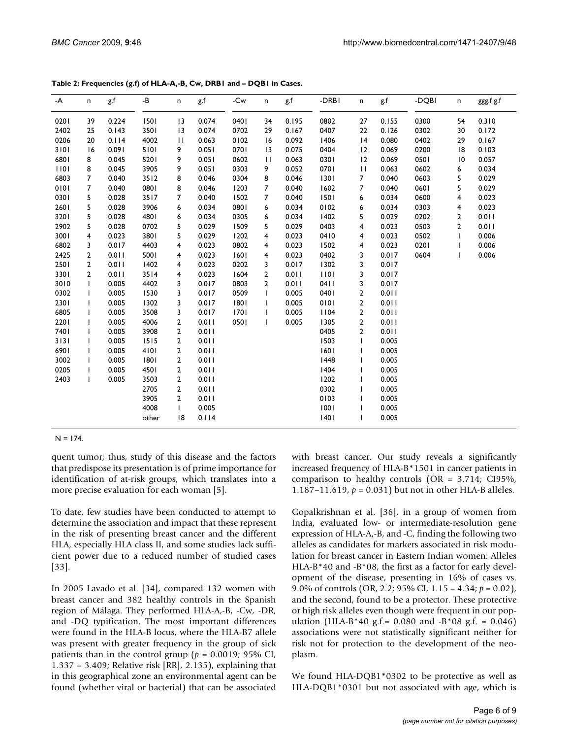**Table 2: Frequencies (g.f) of HLA-A,-B, Cw, DRB1 and – DQB1 in Cases.**

| -A | n | g.f | -B | n | g.f | -Cw | n | g.f | -DRB1 | n | g.f | -DQB1 | n | ggg.f g.f |
|---|---|---|---|---|---|---|---|---|---|---|---|---|---|---|
| 0201 | 39 | 0.224 | 1501 | 13 | 0.074 | 0401 | 34 | 0.195 | 0802 | 27 | 0.155 | 0300 | 54 | 0.310 |
| 2402 | 25 | 0.143 | 3501 | 13 | 0.074 | 0702 | 29 | 0.167 | 0407 | 22 | 0.126 | 0302 | 30 | 0.172 |
| 0206 | 20 | 0.114 | 4002 | 11 | 0.063 | 0102 | 16 | 0.092 | 1406 | 14 | 0.080 | 0402 | 29 | 0.167 |
| 3101 | 16 | 0.091 | 5101 | 9 | 0.051 | 0701 | 13 | 0.075 | 0404 | 12 | 0.069 | 0200 | 18 | 0.103 |
| 6801 | 8 | 0.045 | 5201 | 9 | 0.051 | 0602 | 11 | 0.063 | 0301 | 12 | 0.069 | 0501 | 10 | 0.057 |
| 1101 | 8 | 0.045 | 3905 | 9 | 0.051 | 0303 | 9 | 0.052 | 0701 | 11 | 0.063 | 0602 | 6 | 0.034 |
| 6803 | 7 | 0.040 | 3512 | 8 | 0.046 | 0304 | 8 | 0.046 | 1301 | 7 | 0.040 | 0603 | 5 | 0.029 |
| 0101 | 7 | 0.040 | 0801 | 8 | 0.046 | 1203 | 7 | 0.040 | 1602 | 7 | 0.040 | 0601 | 5 | 0.029 |
| 0301 | 5 | 0.028 | 3517 | 7 | 0.040 | 1502 | 7 | 0.040 | 1501 | 6 | 0.034 | 0600 | 4 | 0.023 |
| 2601 | 5 | 0.028 | 3906 | 6 | 0.034 | 0801 | 6 | 0.034 | 0102 | 6 | 0.034 | 0303 | 4 | 0.023 |
| 3201 | 5 | 0.028 | 4801 | 6 | 0.034 | 0305 | 6 | 0.034 | 1402 | 5 | 0.029 | 0202 | 2 | 0.011 |
| 2902 | 5 | 0.028 | 0702 | 5 | 0.029 | 1509 | 5 | 0.029 | 0403 | 4 | 0.023 | 0503 | 2 | 0.011 |
| 3001 | 4 | 0.023 | 3801 | 5 | 0.029 | 1202 | 4 | 0.023 | 0410 | 4 | 0.023 | 0502 | 1 | 0.006 |
| 6802 | 3 | 0.017 | 4403 | 4 | 0.023 | 0802 | 4 | 0.023 | 1502 | 4 | 0.023 | 0201 | 1 | 0.006 |
| 2425 | 2 | 0.011 | 5001 | 4 | 0.023 | 1601 | 4 | 0.023 | 0402 | 3 | 0.017 | 0604 | 1 | 0.006 |
| 2501 | 2 | 0.011 | 1402 | 4 | 0.023 | 0202 | 3 | 0.017 | 1302 | 3 | 0.017 | | | |
| 3301 | 2 | 0.011 | 3514 | 4 | 0.023 | 1604 | 2 | 0.011 | 1101 | 3 | 0.017 | | | |
| 3010 | 1 | 0.005 | 4402 | 3 | 0.017 | 0803 | 2 | 0.011 | 0411 | 3 | 0.017 | | | |
| 0302 | 1 | 0.005 | 1530 | 3 | 0.017 | 0509 | 1 | 0.005 | 0401 | 2 | 0.011 | | | |
| 2301 | 1 | 0.005 | 1302 | 3 | 0.017 | 1801 | 1 | 0.005 | 0101 | 2 | 0.011 | | | |
| 6805 | 1 | 0.005 | 3508 | 3 | 0.017 | 1701 | 1 | 0.005 | 1104 | 2 | 0.011 | | | |
| 2201 | 1 | 0.005 | 4006 | 2 | 0.011 | 0501 | 1 | 0.005 | 1305 | 2 | 0.011 | | | |
| 7401 | 1 | 0.005 | 3908 | 2 | 0.011 | | | | 0405 | 2 | 0.011 | | | |
| 3131 | 1 | 0.005 | 1515 | 2 | 0.011 | | | | 1503 | 1 | 0.005 | | | |
| 6901 | 1 | 0.005 | 4101 | 2 | 0.011 | | | | 1601 | 1 | 0.005 | | | |
| 3002 | 1 | 0.005 | 1801 | 2 | 0.011 | | | | 1448 | 1 | 0.005 | | | |
| 0205 | 1 | 0.005 | 4501 | 2 | 0.011 | | | | 1404 | 1 | 0.005 | | | |
| 2403 | 1 | 0.005 | 3503 | 2 | 0.011 | | | | 1202 | 1 | 0.005 | | | |
| | | | 2705 | 2 | 0.011 | | | | 0302 | 1 | 0.005 | | | |
| | | | 3905 | 2 | 0.011 | | | | 0103 | 1 | 0.005 | | | |
| | | | 4008 | 1 | 0.005 | | | | 1001 | 1 | 0.005 | | | |
| | | | other | 18 | 0.114 | | | | 1401 | 1 | 0.005 | | | |

N = 174.

quent tumor; thus, study of this disease and the factors that predispose its presentation is of prime importance for identification of at-risk groups, which translates into a more precise evaluation for each woman [5].

To date, few studies have been conducted to attempt to determine the association and impact that these represent in the risk of presenting breast cancer and the different HLA, especially HLA class II, and some studies lack sufficient power due to a reduced number of studied cases [33].

In 2005 Lavado et al. [34], compared 132 women with breast cancer and 382 healthy controls in the Spanish region of Málaga. They performed HLA-A,-B, -Cw, -DR, and -DQ typification. The most important differences were found in the HLA-B locus, where the HLA-B7 allele was present with greater frequency in the group of sick patients than in the control group ($p$ = 0.0019; 95% CI, 1.337 – 3.409; Relative risk [RR], 2.135), explaining that in this geographical zone an environmental agent can be found (whether viral or bacterial) that can be associated with breast cancer. Our study reveals a significantly increased frequency of HLA-B*1501 in cancer patients in comparison to healthy controls (OR = 3.714; CI95%, 1.187–11.619, $p$ = 0.031) but not in other HLA-B alleles.

Gopalkrishnan et al. [36], in a group of women from India, evaluated low- or intermediate-resolution gene expression of HLA-A,-B, and -C, finding the following two alleles as candidates for markers associated in risk modulation for breast cancer in Eastern Indian women: Alleles HLA-B*40 and -B*08, the first as a factor for early development of the disease, presenting in 16% of cases vs. 9.0% of controls (OR, 2.2; 95% CI, 1.15 – 4.34; $p$ = 0.02), and the second, found to be a protector. These protective or high risk alleles even though were frequent in our population (HLA-B*40 g.f.= 0.080 and -B*08 g.f. = 0.046) associations were not statistically significant neither for risk not for protection to the development of the neoplasm.

We found HLA-DQB1*0302 to be protective as well as HLA-DQB1*0301 but not associated with age, which is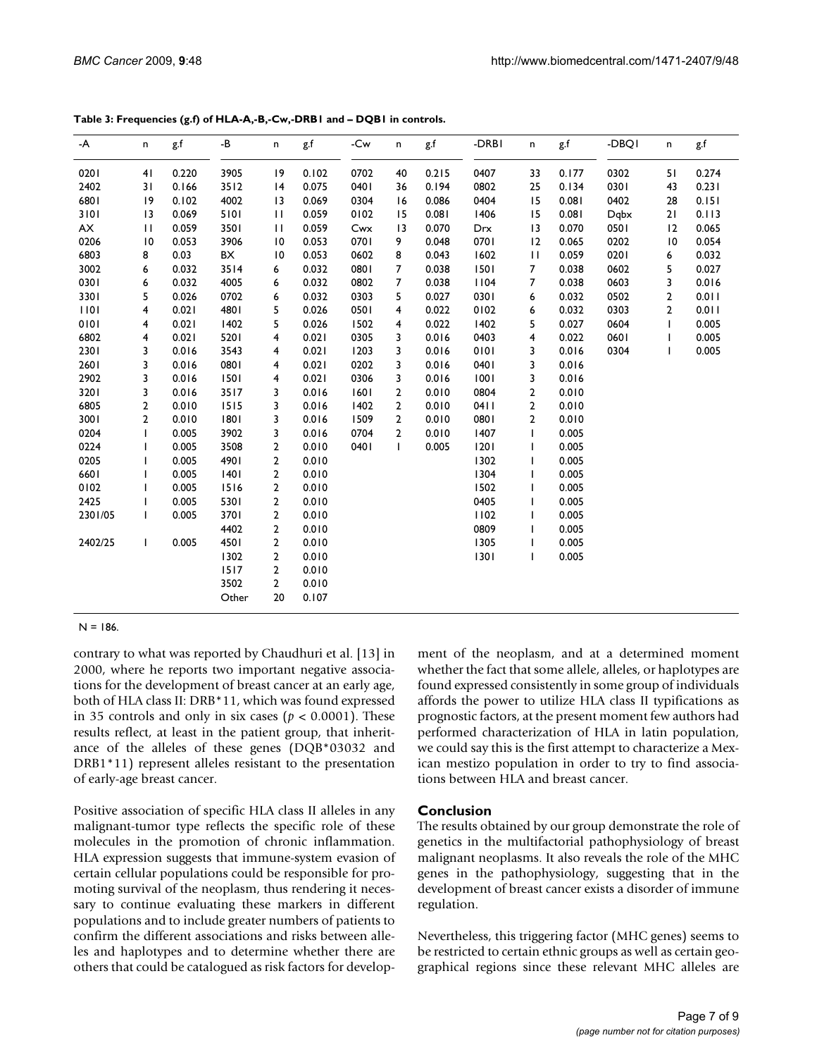**Table 3: Frequencies (g.f) of HLA-A,-B,-Cw,-DRB1 and – DQB1 in controls.**

| -A | n | g.f | -B | n | g.f | -Cw | n | g.f | -DRB1 | n | g.f | -DBQ1 | n | g.f |
|---|---|---|---|---|---|---|---|---|---|---|---|---|---|---|
| 0201 | 41 | 0.220 | 3905 | 19 | 0.102 | 0702 | 40 | 0.215 | 0407 | 33 | 0.177 | 0302 | 51 | 0.274 |
| 2402 | 31 | 0.166 | 3512 | 14 | 0.075 | 0401 | 36 | 0.194 | 0802 | 25 | 0.134 | 0301 | 43 | 0.231 |
| 6801 | 19 | 0.102 | 4002 | 13 | 0.069 | 0304 | 16 | 0.086 | 0404 | 15 | 0.081 | 0402 | 28 | 0.151 |
| 3101 | 13 | 0.069 | 5101 | 11 | 0.059 | 0102 | 15 | 0.081 | 1406 | 15 | 0.081 | Dqbx | 21 | 0.113 |
| AX | 11 | 0.059 | 3501 | 11 | 0.059 | Cwx | 13 | 0.070 | Drx | 13 | 0.070 | 0501 | 12 | 0.065 |
| 0206 | 10 | 0.053 | 3906 | 10 | 0.053 | 0701 | 9 | 0.048 | 0701 | 12 | 0.065 | 0202 | 10 | 0.054 |
| 6803 | 8 | 0.03 | BX | 10 | 0.053 | 0602 | 8 | 0.043 | 1602 | 11 | 0.059 | 0201 | 6 | 0.032 |
| 3002 | 6 | 0.032 | 3514 | 6 | 0.032 | 0801 | 7 | 0.038 | 1501 | 7 | 0.038 | 0602 | 5 | 0.027 |
| 0301 | 6 | 0.032 | 4005 | 6 | 0.032 | 0802 | 7 | 0.038 | 1104 | 7 | 0.038 | 0603 | 3 | 0.016 |
| 3301 | 5 | 0.026 | 0702 | 6 | 0.032 | 0303 | 5 | 0.027 | 0301 | 6 | 0.032 | 0502 | 2 | 0.011 |
| 1101 | 4 | 0.021 | 4801 | 5 | 0.026 | 0501 | 4 | 0.022 | 0102 | 6 | 0.032 | 0303 | 2 | 0.011 |
| 0101 | 4 | 0.021 | 1402 | 5 | 0.026 | 1502 | 4 | 0.022 | 1402 | 5 | 0.027 | 0604 | 1 | 0.005 |
| 6802 | 4 | 0.021 | 5201 | 4 | 0.021 | 0305 | 3 | 0.016 | 0403 | 4 | 0.022 | 0601 | 1 | 0.005 |
| 2301 | 3 | 0.016 | 3543 | 4 | 0.021 | 1203 | 3 | 0.016 | 0101 | 3 | 0.016 | 0304 | 1 | 0.005 |
| 2601 | 3 | 0.016 | 0801 | 4 | 0.021 | 0202 | 3 | 0.016 | 0401 | 3 | 0.016 | | | |
| 2902 | 3 | 0.016 | 1501 | 4 | 0.021 | 0306 | 3 | 0.016 | 1001 | 3 | 0.016 | | | |
| 3201 | 3 | 0.016 | 3517 | 3 | 0.016 | 1601 | 2 | 0.010 | 0804 | 2 | 0.010 | | | |
| 6805 | 2 | 0.010 | 1515 | 3 | 0.016 | 1402 | 2 | 0.010 | 0411 | 2 | 0.010 | | | |
| 3001 | 2 | 0.010 | 1801 | 3 | 0.016 | 1509 | 2 | 0.010 | 0801 | 2 | 0.010 | | | |
| 0204 | 1 | 0.005 | 3902 | 3 | 0.016 | 0704 | 2 | 0.010 | 1407 | 1 | 0.005 | | | |
| 0224 | 1 | 0.005 | 3508 | 2 | 0.010 | 0401 | 1 | 0.005 | 1201 | 1 | 0.005 | | | |
| 0205 | 1 | 0.005 | 4901 | 2 | 0.010 | | | | 1302 | 1 | 0.005 | | | |
| 6601 | 1 | 0.005 | 1401 | 2 | 0.010 | | | | 1304 | 1 | 0.005 | | | |
| 0102 | 1 | 0.005 | 1516 | 2 | 0.010 | | | | 1502 | 1 | 0.005 | | | |
| 2425 | 1 | 0.005 | 5301 | 2 | 0.010 | | | | 0405 | 1 | 0.005 | | | |
| 2301/05 | 1 | 0.005 | 3701 | 2 | 0.010 | | | | 1102 | 1 | 0.005 | | | |
| | | | 4402 | 2 | 0.010 | | | | 0809 | 1 | 0.005 | | | |
| 2402/25 | 1 | 0.005 | 4501 | 2 | 0.010 | | | | 1305 | 1 | 0.005 | | | |
| | | | 1302 | 2 | 0.010 | | | | 1301 | 1 | 0.005 | | | |
| | | | 1517 | 2 | 0.010 | | | | | | | | | |
| | | | 3502 | 2 | 0.010 | | | | | | | | | |
| | | | Other | 20 | 0.107 | | | | | | | | | |

N = 186.

contrary to what was reported by Chaudhuri et al. [13] in 2000, where he reports two important negative associations for the development of breast cancer at an early age, both of HLA class II: DRB*11, which was found expressed in 35 controls and only in six cases ($p < 0.0001$). These results reflect, at least in the patient group, that inheritance of the alleles of these genes (DQB*03032 and DRB1*11) represent alleles resistant to the presentation of early-age breast cancer.

Positive association of specific HLA class II alleles in any malignant-tumor type reflects the specific role of these molecules in the promotion of chronic inflammation. HLA expression suggests that immune-system evasion of certain cellular populations could be responsible for promoting survival of the neoplasm, thus rendering it necessary to continue evaluating these markers in different populations and to include greater numbers of patients to confirm the different associations and risks between alleles and haplotypes and to determine whether there are others that could be catalogued as risk factors for development of the neoplasm, and at a determined moment whether the fact that some allele, alleles, or haplotypes are found expressed consistently in some group of individuals affords the power to utilize HLA class II typifications as prognostic factors, at the present moment few authors had performed characterization of HLA in latin population, we could say this is the first attempt to characterize a Mexican mestizo population in order to try to find associations between HLA and breast cancer.

## Conclusion

The results obtained by our group demonstrate the role of genetics in the multifactorial pathophysiology of breast malignant neoplasms. It also reveals the role of the MHC genes in the pathophysiology, suggesting that in the development of breast cancer exists a disorder of immune regulation.

Nevertheless, this triggering factor (MHC genes) seems to be restricted to certain ethnic groups as well as certain geographical regions since these relevant MHC alleles are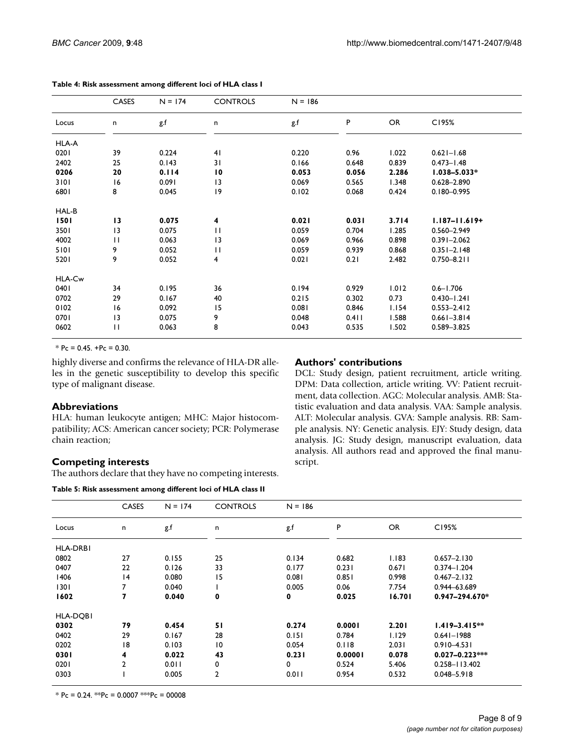**Table 4: Risk assessment among different loci of HLA class I**

| | CASES | N = 174 | CONTROLS | N = 186 | | | |
|---|---|---|---|---|---|---|---|
| Locus | n | g.f | n | g.f | P | OR | CI95% |
| HLA-A | | | | | | | |
| 0201 | 39 | 0.224 | 41 | 0.220 | 0.96 | 1.022 | 0.621–1.68 |
| 2402 | 25 | 0.143 | 31 | 0.166 | 0.648 | 0.839 | 0.473–1.48 |
| **0206** | **20** | **0.114** | **10** | **0.053** | **0.056** | **2.286** | **1.038–5.033*** |
| 3101 | 16 | 0.091 | 13 | 0.069 | 0.565 | 1.348 | 0.628–2.890 |
| 6801 | 8 | 0.045 | 19 | 0.102 | 0.068 | 0.424 | 0.180–0.995 |
| HAL-B | | | | | | | |
| **1501** | **13** | **0.075** | **4** | **0.021** | **0.031** | **3.714** | **1.187–11.619+** |
| 3501 | 13 | 0.075 | 11 | 0.059 | 0.704 | 1.285 | 0.560–2.949 |
| 4002 | 11 | 0.063 | 13 | 0.069 | 0.966 | 0.898 | 0.391–2.062 |
| 5101 | 9 | 0.052 | 11 | 0.059 | 0.939 | 0.868 | 0.351–2.148 |
| 5201 | 9 | 0.052 | 4 | 0.021 | 0.21 | 2.482 | 0.750–8.211 |
| HLA-Cw | | | | | | | |
| 0401 | 34 | 0.195 | 36 | 0.194 | 0.929 | 1.012 | 0.6–1.706 |
| 0702 | 29 | 0.167 | 40 | 0.215 | 0.302 | 0.73 | 0.430–1.241 |
| 0102 | 16 | 0.092 | 15 | 0.081 | 0.846 | 1.154 | 0.553–2.412 |
| 0701 | 13 | 0.075 | 9 | 0.048 | 0.411 | 1.588 | 0.661–3.814 |
| 0602 | 11 | 0.063 | 8 | 0.043 | 0.535 | 1.502 | 0.589–3.825 |

\* Pc = 0.45. +Pc = 0.30.

highly diverse and confirms the relevance of HLA-DR alleles in the genetic susceptibility to develop this specific type of malignant disease.

## Abbreviations

HLA: human leukocyte antigen; MHC: Major histocompatibility; ACS: American cancer society; PCR: Polymerase chain reaction;

## Competing interests

The authors declare that they have no competing interests.

## Authors' contributions

DCL: Study design, patient recruitment, article writing. DPM: Data collection, article writing. VV: Patient recruitment, data collection. AGC: Molecular analysis. AMB: Statistic evaluation and data analysis. VAA: Sample analysis. ALT: Molecular analysis. GVA: Sample analysis. RB: Sample analysis. NY: Genetic analysis. EJY: Study design, data analysis. JG: Study design, manuscript evaluation, data analysis. All authors read and approved the final manuscript.

**Table 5: Risk assessment among different loci of HLA class II**

| | CASES | N = 174 | CONTROLS | N = 186 | | | |
|---|---|---|---|---|---|---|---|
| Locus | n | g.f | n | g.f | P | OR | CI95% |
| HLA-DRB1 | | | | | | | |
| 0802 | 27 | 0.155 | 25 | 0.134 | 0.682 | 1.183 | 0.657–2.130 |
| 0407 | 22 | 0.126 | 33 | 0.177 | 0.231 | 0.671 | 0.374–1.204 |
| 1406 | 14 | 0.080 | 15 | 0.081 | 0.851 | 0.998 | 0.467–2.132 |
| 1301 | 7 | 0.040 | 1 | 0.005 | 0.06 | 7.754 | 0.944–63.689 |
| **1602** | **7** | **0.040** | **0** | **0** | **0.025** | **16.701** | **0.947–294.670*** |
| HLA-DQB1 | | | | | | | |
| **0302** | **79** | **0.454** | **51** | **0.274** | **0.0001** | **2.201** | **1.419–3.415**** |
| 0402 | 29 | 0.167 | 28 | 0.151 | 0.784 | 1.129 | 0.641–1988 |
| 0202 | 18 | 0.103 | 10 | 0.054 | 0.118 | 2.031 | 0.910–4.531 |
| **0301** | **4** | **0.022** | **43** | **0.231** | **0.00001** | **0.078** | **0.027–0.223***** |
| 0201 | 2 | 0.011 | 0 | 0 | 0.524 | 5.406 | 0.258–113.402 |
| 0303 | 1 | 0.005 | 2 | 0.011 | 0.954 | 0.532 | 0.048–5.918 |

\* Pc = 0.24. **Pc = 0.0007 ***Pc = 00008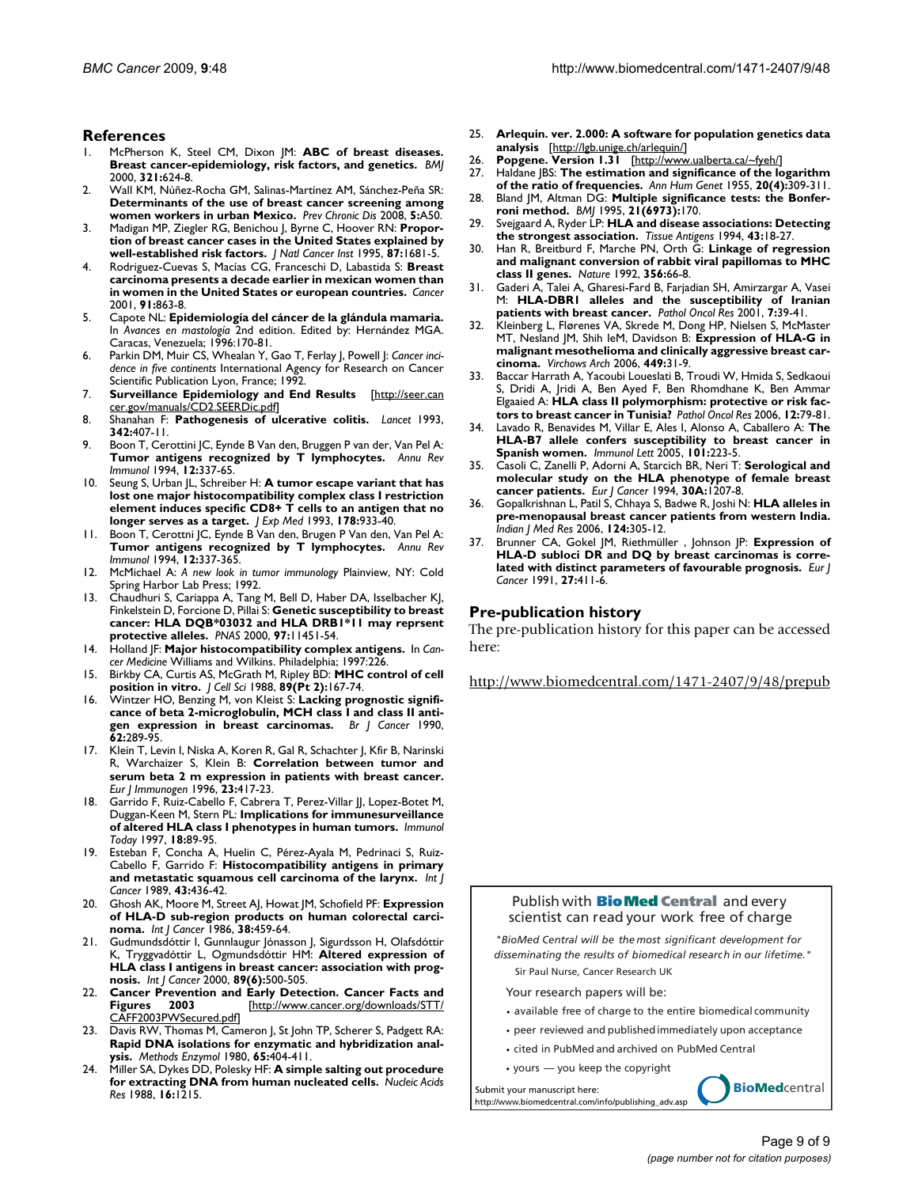## References

1. McPherson K, Steel CM, Dixon JM: **ABC of breast diseases. Breast cancer-epidemiology, risk factors, and genetics.** *BMJ* 2000, **321:**624-8.
2. Wall KM, Núñez-Rocha GM, Salinas-Martínez AM, Sánchez-Peña SR: **Determinants of the use of breast cancer screening among women workers in urban Mexico.** *Prev Chronic Dis* 2008, **5:**A50.
3. Madigan MP, Ziegler RG, Benichou J, Byrne C, Hoover RN: **Proportion of breast cancer cases in the United States explained by well-established risk factors.** *J Natl Cancer Inst* 1995, **87:**1681-5.
4. Rodriguez-Cuevas S, Macías CG, Franceschi D, Labastida S: **Breast carcinoma presents a decade earlier in mexican women than in women in the United States or european countries.** *Cancer* 2001, **91:**863-8.
5. Capote NL: **Epidemiología del cáncer de la glándula mamaria.** In *Avances en mastología* 2nd edition. Edited by: Hernández MGA. Caracas, Venezuela; 1996:170-81.
6. Parkin DM, Muir CS, Whelan Y, Gao T, Ferlay J, Powell J: *Cancer incidence in five continents* International Agency for Research on Cancer Scientific Publication Lyon, France; 1992.
7. **Surveillance Epidemiology and End Results** [http://seer.cancer.gov/manuals/CD2.SEERDic.pdf]
8. Shanahan F: **Pathogenesis of ulcerative colitis.** *Lancet* 1993, **342:**407-11.
9. Boon T, Cerottini JC, Eynde B Van den, Bruggen P van der, Van Pel A: **Tumor antigens recognized by T lymphocytes.** *Annu Rev Immunol* 1994, **12:**337-65.
10. Seung S, Urban JL, Schreiber H: **A tumor escape variant that has lost one major histocompatibility complex class I restriction element induces specific CD8+ T cells to an antigen that no longer serves as a target.** *J Exp Med* 1993, **178:**933-40.
11. Boon T, Cerottini JC, Eynde B Van den, Brugen P Van den, Van Pel A: **Tumor antigens recognized by T lymphocytes.** *Annu Rev Immunol* 1994, **12:**337-365.
12. McMichael A: *A new look in tumor immunology* Plainview, NY: Cold Spring Harbor Lab Press; 1992.
13. Chaudhuri S, Cariappa A, Tang M, Bell D, Haber DA, Isselbacher KJ, Finkelstein D, Forcione D, Pillai S: **Genetic susceptibility to breast cancer: HLA DQB*03032 and HLA DRB1*11 may reprsent protective alleles.** *PNAS* 2000, **97:**11451-54.
14. Holland JF: **Major histocompatibility complex antigens.** In *Cancer Medicine* Williams and Wilkins. Philadelphia; 1997:226.
15. Birkby CA, Curtis AS, McGrath M, Ripley BD: **MHC control of cell position in vitro.** *J Cell Sci* 1988, **89(Pt 2):**167-74.
16. Wintzer HO, Benzing M, von Kleist S: **Lacking prognostic significance of beta 2-microglobulin, MCH class I and class II antigen expression in breast carcinomas.** *Br J Cancer* 1990, **62:**289-95.
17. Klein T, Levin I, Niska A, Koren R, Gal R, Schachter J, Kfir B, Narinski R, Warchaizer S, Klein B: **Correlation between tumor and serum beta 2 m expression in patients with breast cancer.** *Eur J Immunogen* 1996, **23:**417-23.
18. Garrido F, Ruiz-Cabello F, Cabrera T, Perez-Villar JJ, Lopez-Botet M, Duggan-Keen M, Stern PL: **Implications for immunesurveillance of altered HLA class I phenotypes in human tumors.** *Immunol Today* 1997, **18:**89-95.
19. Esteban F, Concha A, Huelin C, Pérez-Ayala M, Pedrinaci S, Ruiz-Cabello F, Garrido F: **Histocompatibility antigens in primary and metastatic squamous cell carcinoma of the larynx.** *Int J Cancer* 1989, **43:**436-42.
20. Ghosh AK, Moore M, Street AJ, Howat JM, Schofield PF: **Expression of HLA-D sub-region products on human colorectal carcinoma.** *Int J Cancer* 1986, **38:**459-64.
21. Gudmundsdóttir I, Gunnlaugur Jónasson J, Sigurdsson H, Olafsdóttir K, Tryggvadóttir L, Ogmundsdóttir HM: **Altered expression of HLA class I antigens in breast cancer: association with prognosis.** *Int J Cancer* 2000, **89(6):**500-505.
22. **Cancer Prevention and Early Detection. Cancer Facts and Figures 2003** [http://www.cancer.org/downloads/STT/CAFF2003PWSecured.pdf]
23. Davis RW, Thomas M, Cameron J, St John TP, Scherer S, Padgett RA: **Rapid DNA isolations for enzymatic and hybridization analysis.** *Methods Enzymol* 1980, **65:**404-411.
24. Miller SA, Dykes DD, Polesky HF: **A simple salting out procedure for extracting DNA from human nucleated cells.** *Nucleic Acids Res* 1988, **16:**1215.
25. **Arlequin. ver. 2.000: A software for population genetics data analysis** [http://lgb.unige.ch/arlequin/]
26. **Popgene. Version 1.31** [http://www.ualberta.ca/~fyeh/]
27. Haldane JBS: **The estimation and significance of the logarithm of the ratio of frequencies.** *Ann Hum Genet* 1955, **20(4):**309-311.
28. Bland JM, Altman DG: **Multiple significance tests: the Bonferroni method.** *BMJ* 1995, **21(6973):**170.
29. Svejgaard A, Ryder LP: **HLA and disease associations: Detecting the strongest association.** *Tissue Antigens* 1994, **43:**18-27.
30. Han R, Breitburd F, Marche PN, Orth G: **Linkage of regression and malignant conversion of rabbit viral papillomas to MHC class II genes.** *Nature* 1992, **356:**66-8.
31. Gaderi A, Talei A, Gharesi-Fard B, Farjadian SH, Amirzargar A, Vasei M: **HLA-DBR1 alleles and the susceptibility of Iranian patients with breast cancer.** *Pathol Oncol Res* 2001, **7:**39-41.
32. Kleinberg L, Flørenes VA, Skrede M, Dong HP, Nielsen S, McMaster MT, Nesland JM, Shih IeM, Davidson B: **Expression of HLA-G in malignant mesothelioma and clinically aggressive breast carcinoma.** *Virchows Arch* 2006, **449:**31-9.
33. Baccar Harrath A, Yacoubi Loueslati B, Troudi W, Hmida S, Sedkaoui S, Dridi A, Jridi A, Ben Ayed F, Ben Rhomdhane K, Ben Ammar Elgaaied A: **HLA class II polymorphism: protective or risk factors to breast cancer in Tunisia?** *Pathol Oncol Res* 2006, **12:**79-81.
34. Lavado R, Benavides M, Villar E, Ales I, Alonso A, Caballero A: **The HLA-B7 allele confers susceptibility to breast cancer in Spanish women.** *Immunol Lett* 2005, **101:**223-5.
35. Casoli C, Zanelli P, Adorni A, Starcich BR, Neri T: **Serological and molecular study on the HLA phenotype of female breast cancer patients.** *Eur J Cancer* 1994, **30A:**1207-8.
36. Gopalkrishnan L, Patil S, Chhaya S, Badwe R, Joshi N: **HLA alleles in pre-menopausal breast cancer patients from western India.** *Indian J Med Res* 2006, **124:**305-12.
37. Brunner CA, Gokel JM, Riethmüller , Johnson JP: **Expression of HLA-D subloci DR and DQ by breast carcinomas is correlated with distinct parameters of favourable prognosis.** *Eur J Cancer* 1991, **27:**411-6.

## Pre-publication history

The pre-publication history for this paper can be accessed here:

http://www.biomedcentral.com/1471-2407/9/48/prepub

Publish with **BioMed Central** and every scientist can read your work free of charge

*"BioMed Central will be the most significant development for disseminating the results of biomedical research in our lifetime."*

Sir Paul Nurse, Cancer Research UK

Your research papers will be:

- available free of charge to the entire biomedical community
- peer reviewed and published immediately upon acceptance
- cited in PubMed and archived on PubMed Central
- yours — you keep the copyright

Submit your manuscript here:
http://www.biomedcentral.com/info/publishing_adv.asp

BioMedcentral